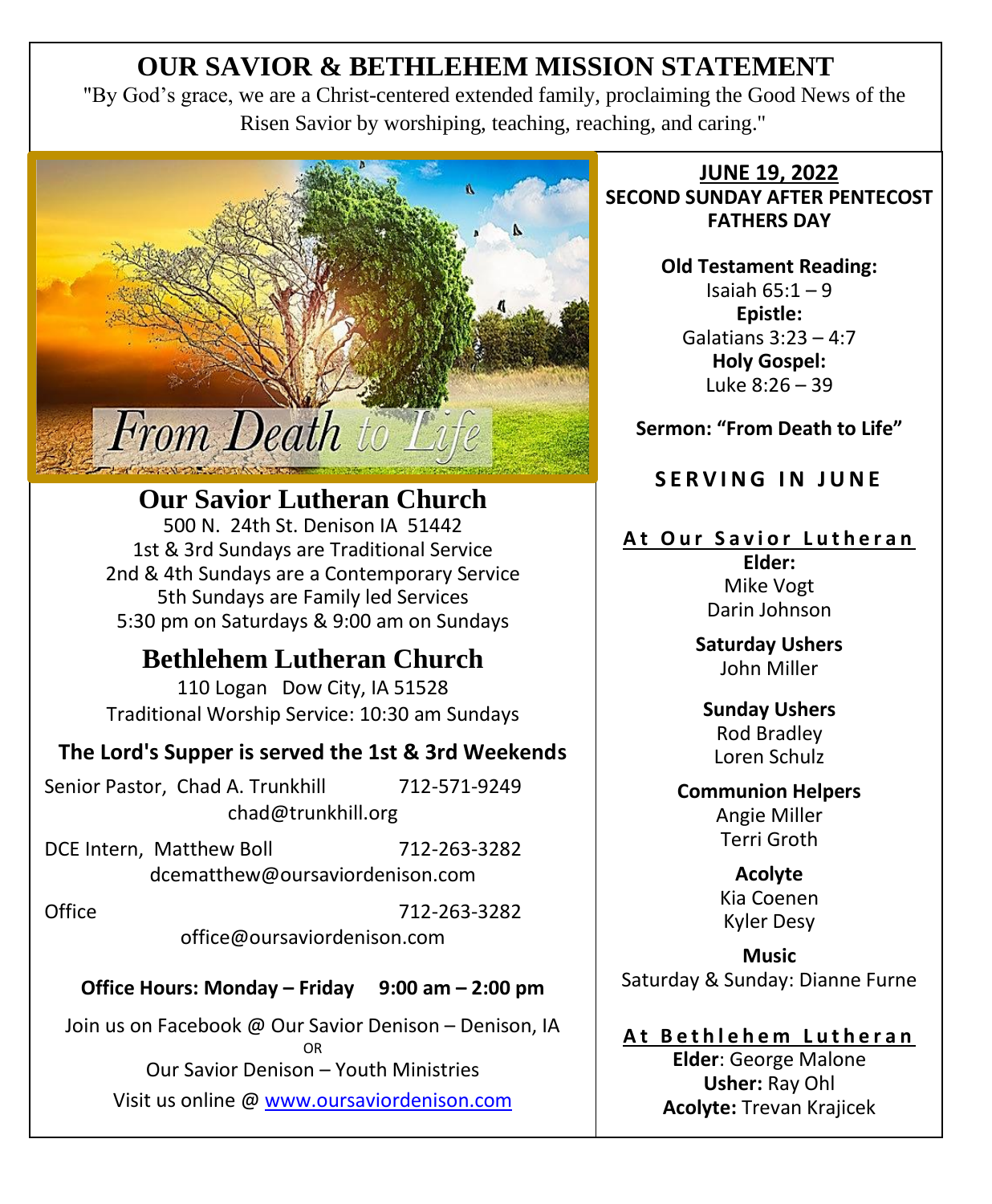# OUR SAVIOR & BETHLEHEM MISSION STATEMENT

"By God's grace, we are a Christ-centered extended family, proclaiming the Good News of the Risen Savior by worshiping, teaching, reaching, and caring."

From Death to Life

## Our Savior Lutheran Church

500 N. 24th St. Denison IA 51442
1st & 3rd Sundays are Traditional Service
2nd & 4th Sundays are a Contemporary Service
5th Sundays are Family led Services
5:30 pm on Saturdays & 9:00 am on Sundays

## Bethlehem Lutheran Church

110 Logan Dow City, IA 51528
Traditional Worship Service: 10:30 am Sundays

**The Lord's Supper is served the 1st & 3rd Weekends**

Senior Pastor, Chad A. Trunkhill 712-571-9249
chad@trunkhill.org

DCE Intern, Matthew Boll 712-263-3282
dcematthew@oursaviordenison.com

Office 712-263-3282
office@oursaviordenison.com

**Office Hours: Monday – Friday 9:00 am – 2:00 pm**

Join us on Facebook @ Our Savior Denison – Denison, IA
OR
Our Savior Denison – Youth Ministries
Visit us online @ www.oursaviordenison.com

**JUNE 19, 2022**
**SECOND SUNDAY AFTER PENTECOST**
**FATHERS DAY**

**Old Testament Reading:**
Isaiah 65:1 – 9
**Epistle:**
Galatians 3:23 – 4:7
**Holy Gospel:**
Luke 8:26 – 39

**Sermon: "From Death to Life"**

**SERVING IN JUNE**

**At Our Savior Lutheran**

**Elder:**
Mike Vogt
Darin Johnson

**Saturday Ushers**
John Miller

**Sunday Ushers**
Rod Bradley
Loren Schulz

**Communion Helpers**
Angie Miller
Terri Groth

**Acolyte**
Kia Coenen
Kyler Desy

**Music**
Saturday & Sunday: Dianne Furne

**At Bethlehem Lutheran**

**Elder**: George Malone
**Usher:** Ray Ohl
**Acolyte:** Trevan Krajicek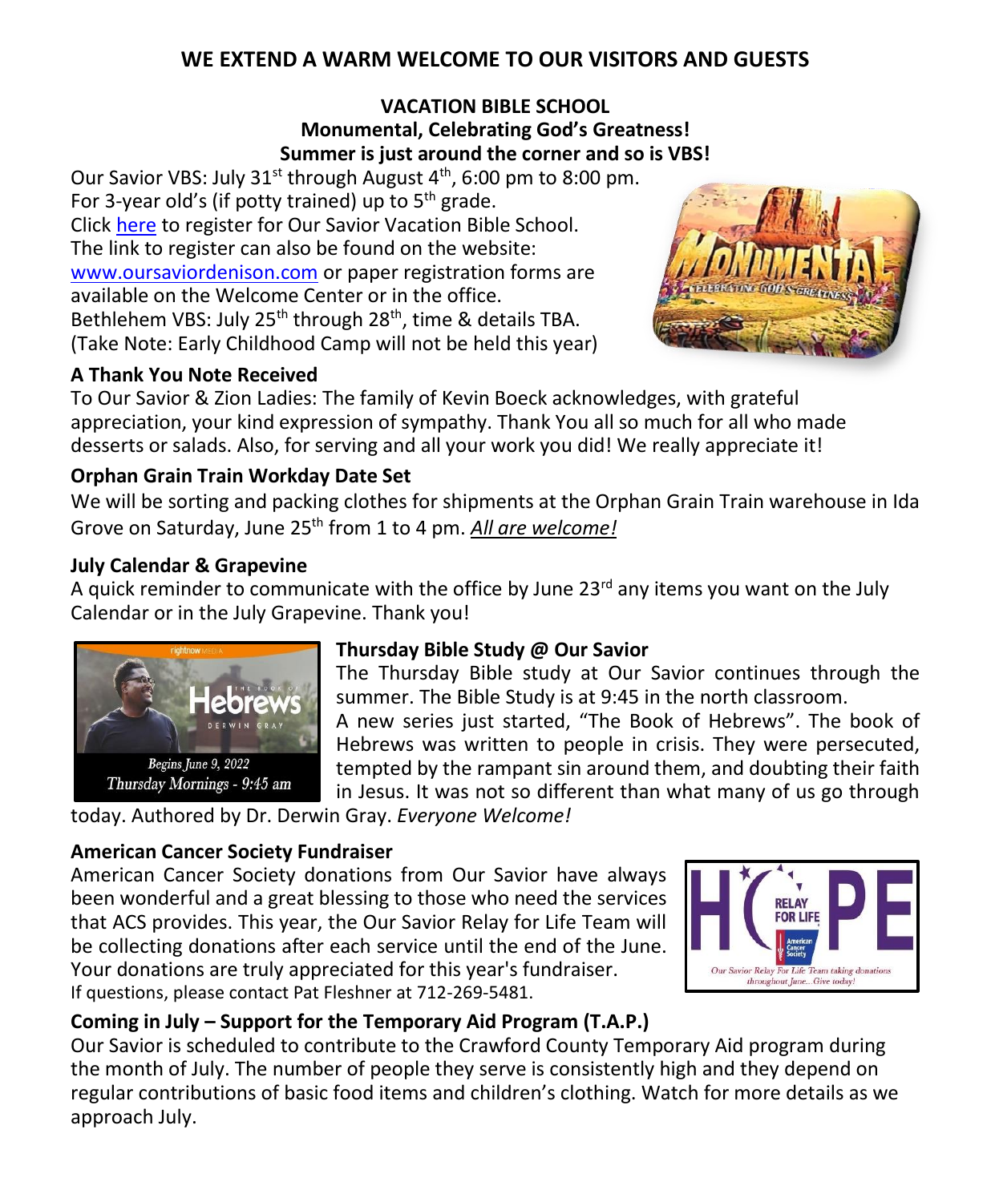## WE EXTEND A WARM WELCOME TO OUR VISITORS AND GUESTS

### VACATION BIBLE SCHOOL

**Monumental, Celebrating God's Greatness!**

**Summer is just around the corner and so is VBS!**

Our Savior VBS: July 31st through August 4th, 6:00 pm to 8:00 pm.
For 3-year old's (if potty trained) up to 5th grade.
Click here to register for Our Savior Vacation Bible School.
The link to register can also be found on the website:
www.oursaviordenison.com or paper registration forms are available on the Welcome Center or in the office.
Bethlehem VBS: July 25th through 28th, time & details TBA.
(Take Note: Early Childhood Camp will not be held this year)

### A Thank You Note Received

To Our Savior & Zion Ladies: The family of Kevin Boeck acknowledges, with grateful appreciation, your kind expression of sympathy. Thank You all so much for all who made desserts or salads. Also, for serving and all your work you did! We really appreciate it!

### Orphan Grain Train Workday Date Set

We will be sorting and packing clothes for shipments at the Orphan Grain Train warehouse in Ida Grove on Saturday, June 25th from 1 to 4 pm. ***All are welcome!***

### July Calendar & Grapevine

A quick reminder to communicate with the office by June 23rd any items you want on the July Calendar or in the July Grapevine. Thank you!

### Thursday Bible Study @ Our Savior

The Thursday Bible study at Our Savior continues through the summer. The Bible Study is at 9:45 in the north classroom.
A new series just started, "The Book of Hebrews". The book of Hebrews was written to people in crisis. They were persecuted, tempted by the rampant sin around them, and doubting their faith in Jesus. It was not so different than what many of us go through today. Authored by Dr. Derwin Gray. *Everyone Welcome!*

### American Cancer Society Fundraiser

American Cancer Society donations from Our Savior have always been wonderful and a great blessing to those who need the services that ACS provides. This year, the Our Savior Relay for Life Team will be collecting donations after each service until the end of the June. Your donations are truly appreciated for this year's fundraiser.
If questions, please contact Pat Fleshner at 712-269-5481.

### Coming in July – Support for the Temporary Aid Program (T.A.P.)

Our Savior is scheduled to contribute to the Crawford County Temporary Aid program during the month of July. The number of people they serve is consistently high and they depend on regular contributions of basic food items and children's clothing. Watch for more details as we approach July.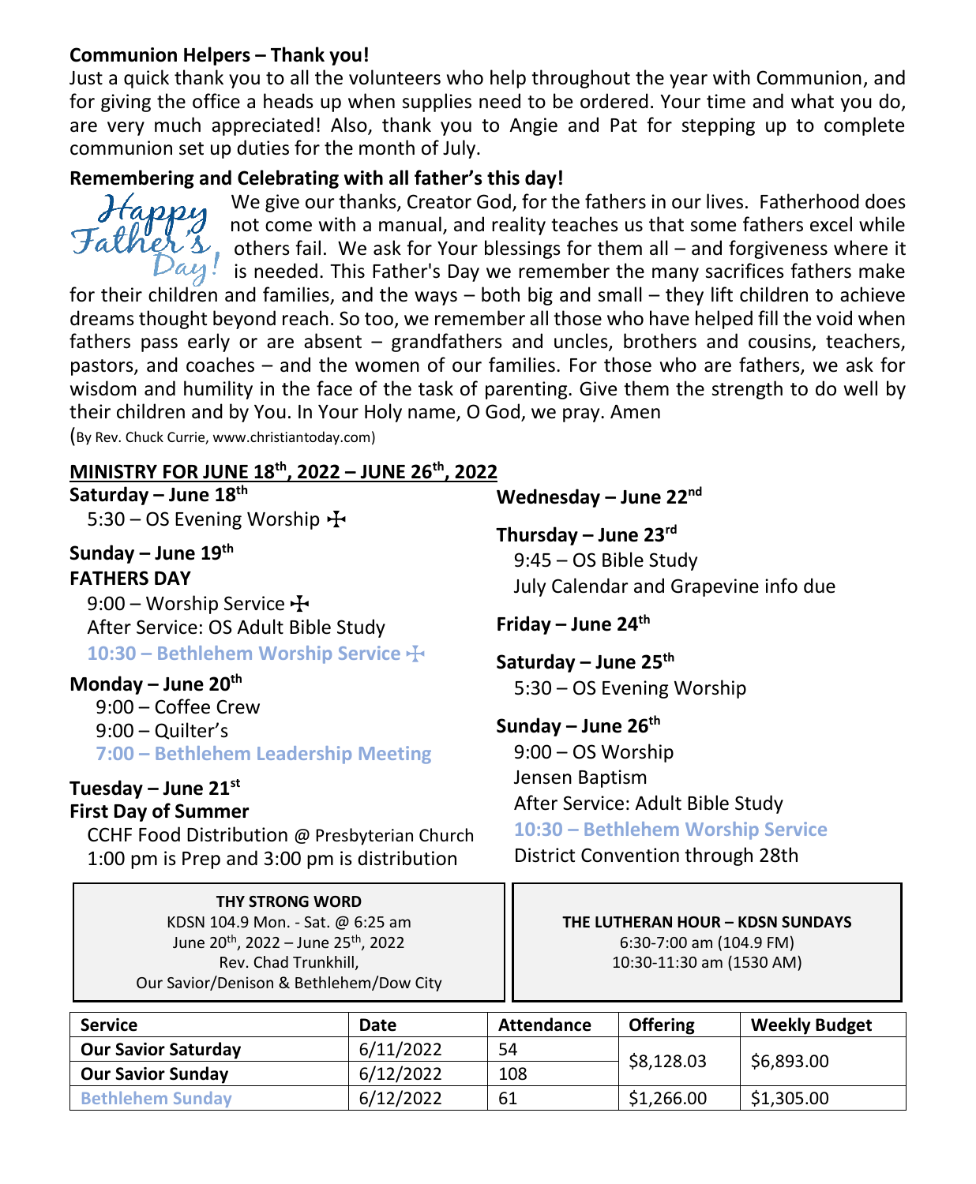**Communion Helpers – Thank you!**

Just a quick thank you to all the volunteers who help throughout the year with Communion, and for giving the office a heads up when supplies need to be ordered. Your time and what you do, are very much appreciated! Also, thank you to Angie and Pat for stepping up to complete communion set up duties for the month of July.

**Remembering and Celebrating with all father's this day!**

*Happy Father's Day!*

We give our thanks, Creator God, for the fathers in our lives. Fatherhood does not come with a manual, and reality teaches us that some fathers excel while others fail. We ask for Your blessings for them all – and forgiveness where it is needed. This Father's Day we remember the many sacrifices fathers make for their children and families, and the ways – both big and small – they lift children to achieve dreams thought beyond reach. So too, we remember all those who have helped fill the void when fathers pass early or are absent – grandfathers and uncles, brothers and cousins, teachers, pastors, and coaches – and the women of our families. For those who are fathers, we ask for wisdom and humility in the face of the task of parenting. Give them the strength to do well by their children and by You. In Your Holy name, O God, we pray. Amen

(By Rev. Chuck Currie, www.christiantoday.com)

**MINISTRY FOR JUNE 18th, 2022 – JUNE 26th, 2022**

**Saturday – June 18th**
5:30 – OS Evening Worship ✠

**Sunday – June 19th**
**FATHERS DAY**
9:00 – Worship Service ✠
After Service: OS Adult Bible Study
**10:30 – Bethlehem Worship Service ✠**

**Monday – June 20th**
9:00 – Coffee Crew
9:00 – Quilter's
**7:00 – Bethlehem Leadership Meeting**

**Tuesday – June 21st**
**First Day of Summer**
CCHF Food Distribution @ Presbyterian Church
1:00 pm is Prep and 3:00 pm is distribution

**Wednesday – June 22nd**

**Thursday – June 23rd**
9:45 – OS Bible Study
July Calendar and Grapevine info due

**Friday – June 24th**

**Saturday – June 25th**
5:30 – OS Evening Worship

**Sunday – June 26th**
9:00 – OS Worship
Jensen Baptism
After Service: Adult Bible Study
**10:30 – Bethlehem Worship Service**
District Convention through 28th

**THY STRONG WORD**
KDSN 104.9 Mon. - Sat. @ 6:25 am
June 20th, 2022 – June 25th, 2022
Rev. Chad Trunkhill,
Our Savior/Denison & Bethlehem/Dow City

**THE LUTHERAN HOUR – KDSN SUNDAYS**
6:30-7:00 am (104.9 FM)
10:30-11:30 am (1530 AM)

| Service | Date | Attendance | Offering | Weekly Budget |
|---|---|---|---|---|
| Our Savior Saturday | 6/11/2022 | 54 | $8,128.03 | $6,893.00 |
| Our Savior Sunday | 6/12/2022 | 108 | | |
| Bethlehem Sunday | 6/12/2022 | 61 | $1,266.00 | $1,305.00 |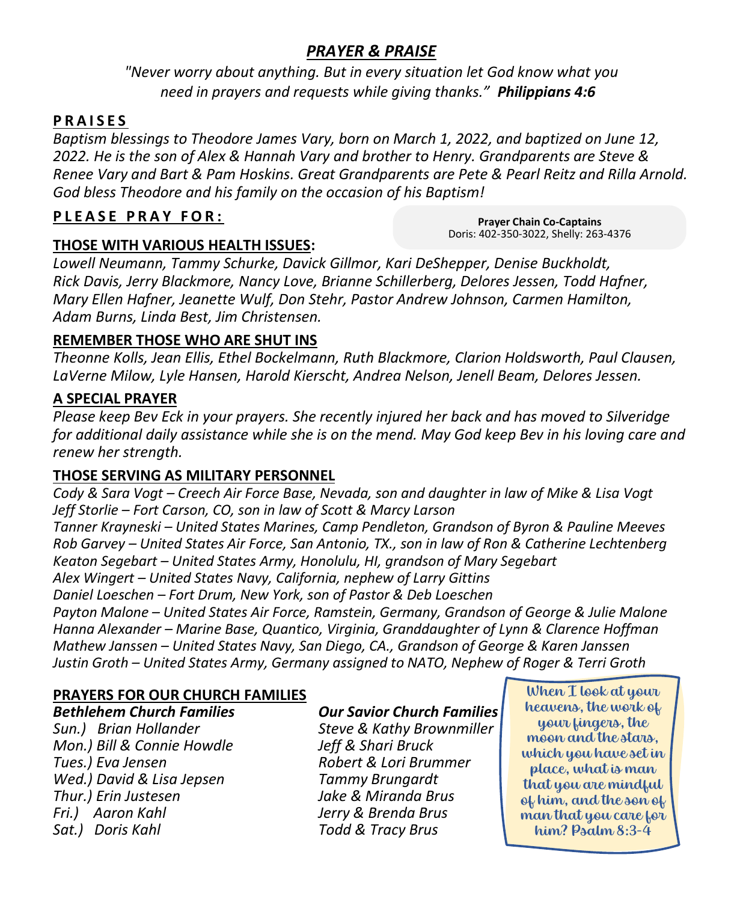## *PRAYER & PRAISE*

*"Never worry about anything. But in every situation let God know what you need in prayers and requests while giving thanks."* ***Philippians 4:6***

### PRAISES

*Baptism blessings to Theodore James Vary, born on March 1, 2022, and baptized on June 12, 2022. He is the son of Alex & Hannah Vary and brother to Henry. Grandparents are Steve & Renee Vary and Bart & Pam Hoskins. Great Grandparents are Pete & Pearl Reitz and Rilla Arnold. God bless Theodore and his family on the occasion of his Baptism!*

### PLEASE PRAY FOR:

**Prayer Chain Co-Captains**
Doris: 402-350-3022, Shelly: 263-4376

**THOSE WITH VARIOUS HEALTH ISSUES:**

*Lowell Neumann, Tammy Schurke, Davick Gillmor, Kari DeShepper, Denise Buckholdt, Rick Davis, Jerry Blackmore, Nancy Love, Brianne Schillerberg, Delores Jessen, Todd Hafner, Mary Ellen Hafner, Jeanette Wulf, Don Stehr, Pastor Andrew Johnson, Carmen Hamilton, Adam Burns, Linda Best, Jim Christensen.*

**REMEMBER THOSE WHO ARE SHUT INS**

*Theonne Kolls, Jean Ellis, Ethel Bockelmann, Ruth Blackmore, Clarion Holdsworth, Paul Clausen, LaVerne Milow, Lyle Hansen, Harold Kierscht, Andrea Nelson, Jenell Beam, Delores Jessen.*

**A SPECIAL PRAYER**

*Please keep Bev Eck in your prayers. She recently injured her back and has moved to Silveridge for additional daily assistance while she is on the mend. May God keep Bev in his loving care and renew her strength.*

**THOSE SERVING AS MILITARY PERSONNEL**

*Cody & Sara Vogt – Creech Air Force Base, Nevada, son and daughter in law of Mike & Lisa Vogt*
*Jeff Storlie – Fort Carson, CO, son in law of Scott & Marcy Larson*
*Tanner Krayneski – United States Marines, Camp Pendleton, Grandson of Byron & Pauline Meeves*
*Rob Garvey – United States Air Force, San Antonio, TX., son in law of Ron & Catherine Lechtenberg*
*Keaton Segebart – United States Army, Honolulu, HI, grandson of Mary Segebart*
*Alex Wingert – United States Navy, California, nephew of Larry Gittins*
*Daniel Loeschen – Fort Drum, New York, son of Pastor & Deb Loeschen*
*Payton Malone – United States Air Force, Ramstein, Germany, Grandson of George & Julie Malone*
*Hanna Alexander – Marine Base, Quantico, Virginia, Granddaughter of Lynn & Clarence Hoffman*
*Mathew Janssen – United States Navy, San Diego, CA., Grandson of George & Karen Janssen*
*Justin Groth – United States Army, Germany assigned to NATO, Nephew of Roger & Terri Groth*

**PRAYERS FOR OUR CHURCH FAMILIES**

| ***Bethlehem Church Families*** | ***Our Savior Church Families*** |
|---|---|
| *Sun.) Brian Hollander* | *Steve & Kathy Brownmiller* |
| *Mon.) Bill & Connie Howdle* | *Jeff & Shari Bruck* |
| *Tues.) Eva Jensen* | *Robert & Lori Brummer* |
| *Wed.) David & Lisa Jepsen* | *Tammy Brungardt* |
| *Thur.) Erin Justesen* | *Jake & Miranda Brus* |
| *Fri.) Aaron Kahl* | *Jerry & Brenda Brus* |
| *Sat.) Doris Kahl* | *Todd & Tracy Brus* |

When I look at your heavens, the work of your fingers, the moon and the stars, which you have set in place, what is man that you are mindful of him, and the son of man that you care for him? Psalm 8:3-4